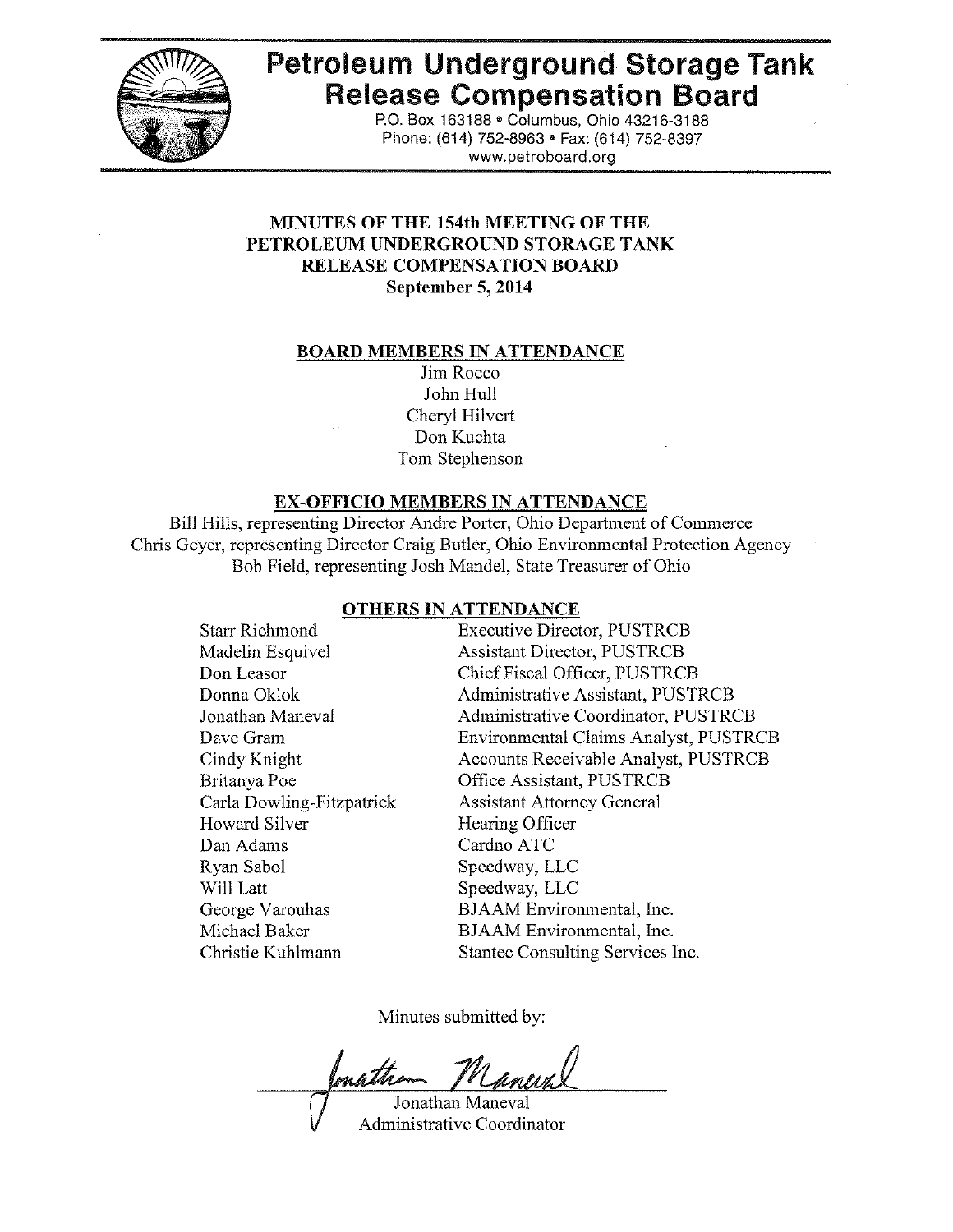# Petroleum Underground Storage Tank Release Compensation Board

P.O. Box 163188 • Columbus, Ohio 43216-3188
Phone: (614) 752-8963 • Fax: (614) 752-8397
www.petroboard.org

## MINUTES OF THE 154th MEETING OF THE PETROLEUM UNDERGROUND STORAGE TANK RELEASE COMPENSATION BOARD

**September 5, 2014**

### BOARD MEMBERS IN ATTENDANCE

Jim Rocco
John Hull
Cheryl Hilvert
Don Kuchta
Tom Stephenson

### EX-OFFICIO MEMBERS IN ATTENDANCE

Bill Hills, representing Director Andre Porter, Ohio Department of Commerce
Chris Geyer, representing Director Craig Butler, Ohio Environmental Protection Agency
Bob Field, representing Josh Mandel, State Treasurer of Ohio

### OTHERS IN ATTENDANCE

| | |
|---|---|
| Starr Richmond | Executive Director, PUSTRCB |
| Madelin Esquivel | Assistant Director, PUSTRCB |
| Don Leasor | Chief Fiscal Officer, PUSTRCB |
| Donna Oklok | Administrative Assistant, PUSTRCB |
| Jonathan Maneval | Administrative Coordinator, PUSTRCB |
| Dave Gram | Environmental Claims Analyst, PUSTRCB |
| Cindy Knight | Accounts Receivable Analyst, PUSTRCB |
| Britanya Poe | Office Assistant, PUSTRCB |
| Carla Dowling-Fitzpatrick | Assistant Attorney General |
| Howard Silver | Hearing Officer |
| Dan Adams | Cardno ATC |
| Ryan Sabol | Speedway, LLC |
| Will Latt | Speedway, LLC |
| George Varouhas | BJAAM Environmental, Inc. |
| Michael Baker | BJAAM Environmental, Inc. |
| Christie Kuhlmann | Stantec Consulting Services Inc. |

Minutes submitted by:

Jonathan Maneval
Administrative Coordinator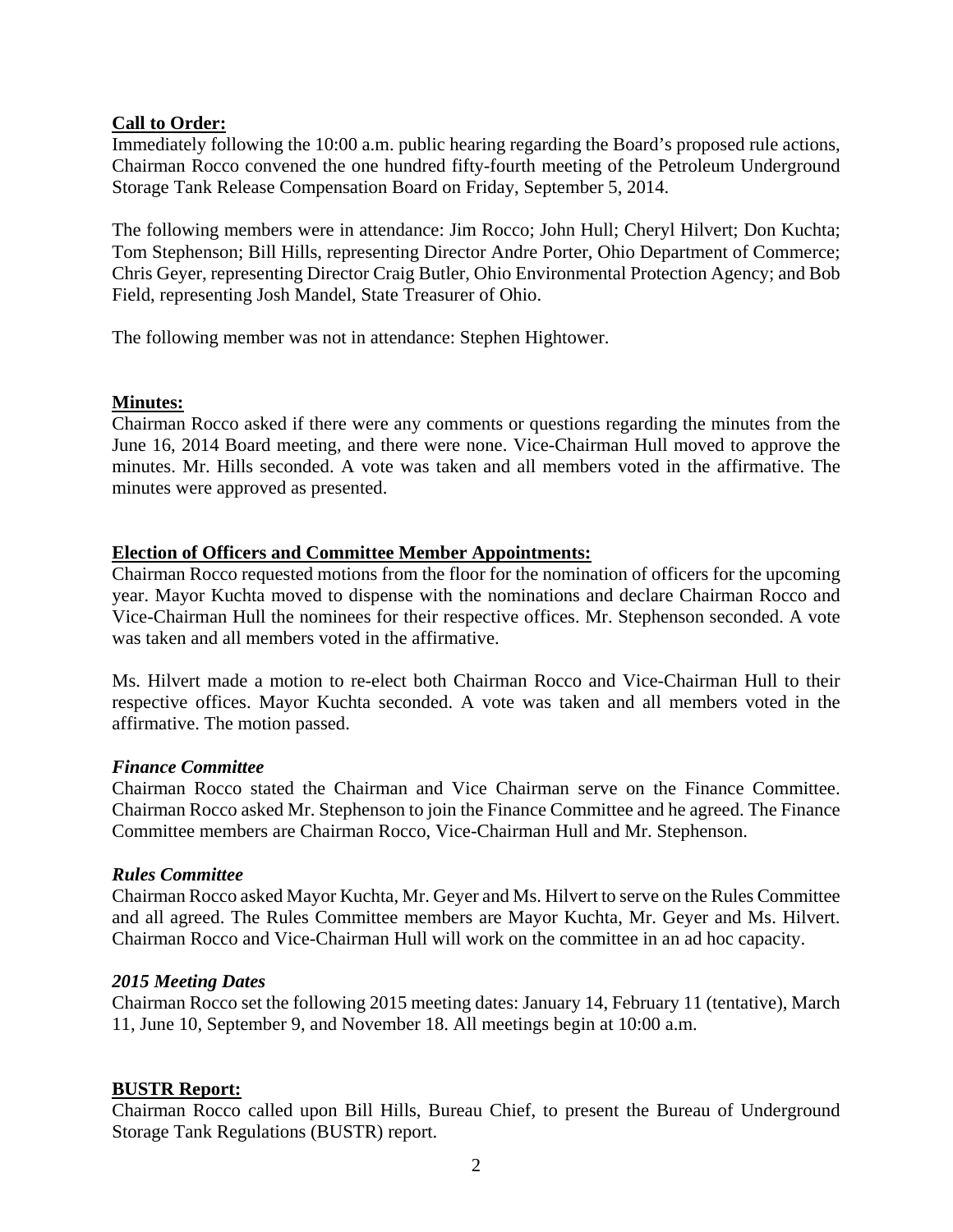**Call to Order:**

Immediately following the 10:00 a.m. public hearing regarding the Board's proposed rule actions, Chairman Rocco convened the one hundred fifty-fourth meeting of the Petroleum Underground Storage Tank Release Compensation Board on Friday, September 5, 2014.

The following members were in attendance: Jim Rocco; John Hull; Cheryl Hilvert; Don Kuchta; Tom Stephenson; Bill Hills, representing Director Andre Porter, Ohio Department of Commerce; Chris Geyer, representing Director Craig Butler, Ohio Environmental Protection Agency; and Bob Field, representing Josh Mandel, State Treasurer of Ohio.

The following member was not in attendance: Stephen Hightower.

**Minutes:**

Chairman Rocco asked if there were any comments or questions regarding the minutes from the June 16, 2014 Board meeting, and there were none. Vice-Chairman Hull moved to approve the minutes. Mr. Hills seconded. A vote was taken and all members voted in the affirmative. The minutes were approved as presented.

**Election of Officers and Committee Member Appointments:**

Chairman Rocco requested motions from the floor for the nomination of officers for the upcoming year. Mayor Kuchta moved to dispense with the nominations and declare Chairman Rocco and Vice-Chairman Hull the nominees for their respective offices. Mr. Stephenson seconded. A vote was taken and all members voted in the affirmative.

Ms. Hilvert made a motion to re-elect both Chairman Rocco and Vice-Chairman Hull to their respective offices. Mayor Kuchta seconded. A vote was taken and all members voted in the affirmative. The motion passed.

***Finance Committee***

Chairman Rocco stated the Chairman and Vice Chairman serve on the Finance Committee. Chairman Rocco asked Mr. Stephenson to join the Finance Committee and he agreed. The Finance Committee members are Chairman Rocco, Vice-Chairman Hull and Mr. Stephenson.

***Rules Committee***

Chairman Rocco asked Mayor Kuchta, Mr. Geyer and Ms. Hilvert to serve on the Rules Committee and all agreed. The Rules Committee members are Mayor Kuchta, Mr. Geyer and Ms. Hilvert. Chairman Rocco and Vice-Chairman Hull will work on the committee in an ad hoc capacity.

***2015 Meeting Dates***

Chairman Rocco set the following 2015 meeting dates: January 14, February 11 (tentative), March 11, June 10, September 9, and November 18. All meetings begin at 10:00 a.m.

**BUSTR Report:**

Chairman Rocco called upon Bill Hills, Bureau Chief, to present the Bureau of Underground Storage Tank Regulations (BUSTR) report.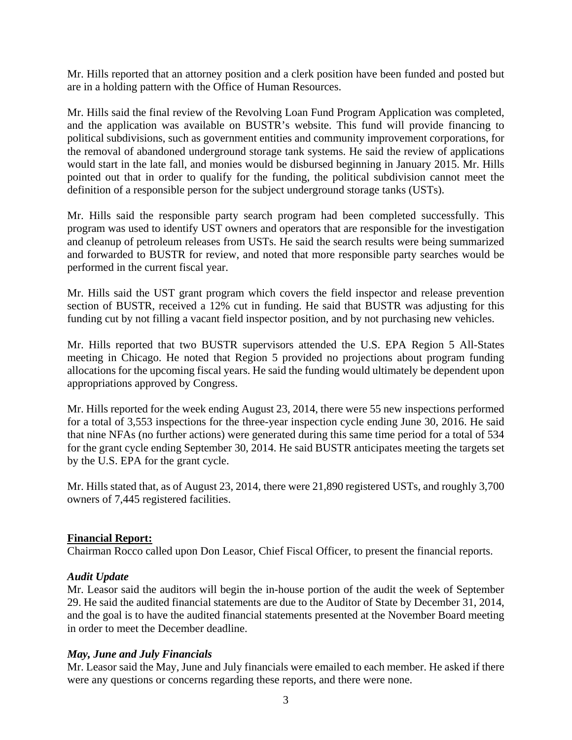Mr. Hills reported that an attorney position and a clerk position have been funded and posted but are in a holding pattern with the Office of Human Resources.

Mr. Hills said the final review of the Revolving Loan Fund Program Application was completed, and the application was available on BUSTR's website. This fund will provide financing to political subdivisions, such as government entities and community improvement corporations, for the removal of abandoned underground storage tank systems. He said the review of applications would start in the late fall, and monies would be disbursed beginning in January 2015. Mr. Hills pointed out that in order to qualify for the funding, the political subdivision cannot meet the definition of a responsible person for the subject underground storage tanks (USTs).

Mr. Hills said the responsible party search program had been completed successfully. This program was used to identify UST owners and operators that are responsible for the investigation and cleanup of petroleum releases from USTs. He said the search results were being summarized and forwarded to BUSTR for review, and noted that more responsible party searches would be performed in the current fiscal year.

Mr. Hills said the UST grant program which covers the field inspector and release prevention section of BUSTR, received a 12% cut in funding. He said that BUSTR was adjusting for this funding cut by not filling a vacant field inspector position, and by not purchasing new vehicles.

Mr. Hills reported that two BUSTR supervisors attended the U.S. EPA Region 5 All-States meeting in Chicago. He noted that Region 5 provided no projections about program funding allocations for the upcoming fiscal years. He said the funding would ultimately be dependent upon appropriations approved by Congress.

Mr. Hills reported for the week ending August 23, 2014, there were 55 new inspections performed for a total of 3,553 inspections for the three-year inspection cycle ending June 30, 2016. He said that nine NFAs (no further actions) were generated during this same time period for a total of 534 for the grant cycle ending September 30, 2014. He said BUSTR anticipates meeting the targets set by the U.S. EPA for the grant cycle.

Mr. Hills stated that, as of August 23, 2014, there were 21,890 registered USTs, and roughly 3,700 owners of 7,445 registered facilities.

**Financial Report:**

Chairman Rocco called upon Don Leasor, Chief Fiscal Officer, to present the financial reports.

***Audit Update***

Mr. Leasor said the auditors will begin the in-house portion of the audit the week of September 29. He said the audited financial statements are due to the Auditor of State by December 31, 2014, and the goal is to have the audited financial statements presented at the November Board meeting in order to meet the December deadline.

***May, June and July Financials***

Mr. Leasor said the May, June and July financials were emailed to each member. He asked if there were any questions or concerns regarding these reports, and there were none.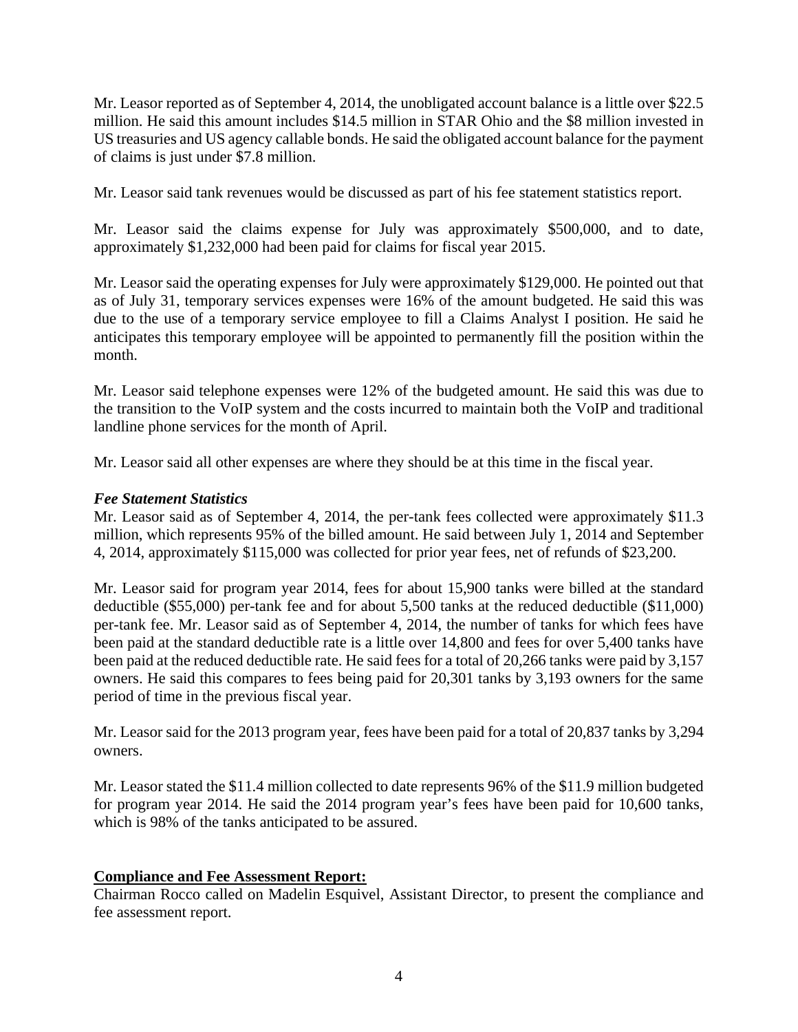Mr. Leasor reported as of September 4, 2014, the unobligated account balance is a little over $22.5 million. He said this amount includes $14.5 million in STAR Ohio and the $8 million invested in US treasuries and US agency callable bonds. He said the obligated account balance for the payment of claims is just under $7.8 million.

Mr. Leasor said tank revenues would be discussed as part of his fee statement statistics report.

Mr. Leasor said the claims expense for July was approximately $500,000, and to date, approximately $1,232,000 had been paid for claims for fiscal year 2015.

Mr. Leasor said the operating expenses for July were approximately $129,000. He pointed out that as of July 31, temporary services expenses were 16% of the amount budgeted. He said this was due to the use of a temporary service employee to fill a Claims Analyst I position. He said he anticipates this temporary employee will be appointed to permanently fill the position within the month.

Mr. Leasor said telephone expenses were 12% of the budgeted amount. He said this was due to the transition to the VoIP system and the costs incurred to maintain both the VoIP and traditional landline phone services for the month of April.

Mr. Leasor said all other expenses are where they should be at this time in the fiscal year.

***Fee Statement Statistics***

Mr. Leasor said as of September 4, 2014, the per-tank fees collected were approximately $11.3 million, which represents 95% of the billed amount. He said between July 1, 2014 and September 4, 2014, approximately $115,000 was collected for prior year fees, net of refunds of $23,200.

Mr. Leasor said for program year 2014, fees for about 15,900 tanks were billed at the standard deductible ($55,000) per-tank fee and for about 5,500 tanks at the reduced deductible ($11,000) per-tank fee. Mr. Leasor said as of September 4, 2014, the number of tanks for which fees have been paid at the standard deductible rate is a little over 14,800 and fees for over 5,400 tanks have been paid at the reduced deductible rate. He said fees for a total of 20,266 tanks were paid by 3,157 owners. He said this compares to fees being paid for 20,301 tanks by 3,193 owners for the same period of time in the previous fiscal year.

Mr. Leasor said for the 2013 program year, fees have been paid for a total of 20,837 tanks by 3,294 owners.

Mr. Leasor stated the $11.4 million collected to date represents 96% of the $11.9 million budgeted for program year 2014. He said the 2014 program year's fees have been paid for 10,600 tanks, which is 98% of the tanks anticipated to be assured.

**Compliance and Fee Assessment Report:**

Chairman Rocco called on Madelin Esquivel, Assistant Director, to present the compliance and fee assessment report.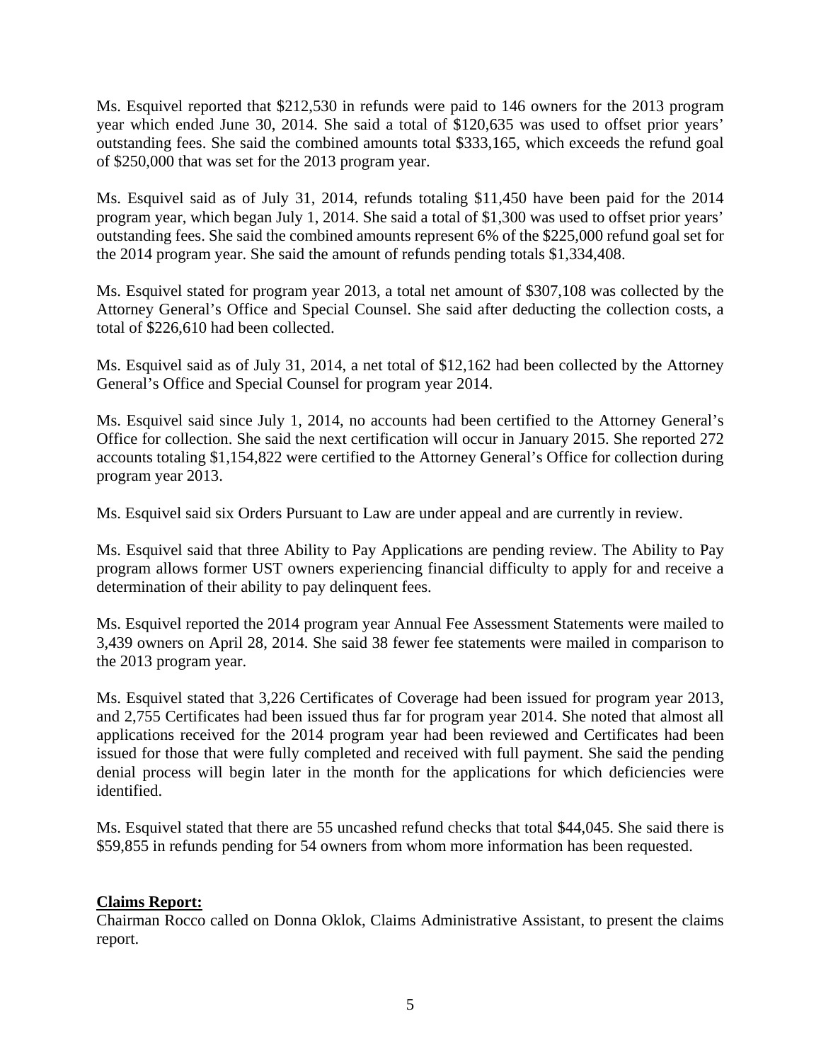Ms. Esquivel reported that $212,530 in refunds were paid to 146 owners for the 2013 program year which ended June 30, 2014. She said a total of $120,635 was used to offset prior years' outstanding fees. She said the combined amounts total $333,165, which exceeds the refund goal of $250,000 that was set for the 2013 program year.

Ms. Esquivel said as of July 31, 2014, refunds totaling $11,450 have been paid for the 2014 program year, which began July 1, 2014. She said a total of $1,300 was used to offset prior years' outstanding fees. She said the combined amounts represent 6% of the $225,000 refund goal set for the 2014 program year. She said the amount of refunds pending totals $1,334,408.

Ms. Esquivel stated for program year 2013, a total net amount of $307,108 was collected by the Attorney General's Office and Special Counsel. She said after deducting the collection costs, a total of $226,610 had been collected.

Ms. Esquivel said as of July 31, 2014, a net total of $12,162 had been collected by the Attorney General's Office and Special Counsel for program year 2014.

Ms. Esquivel said since July 1, 2014, no accounts had been certified to the Attorney General's Office for collection. She said the next certification will occur in January 2015. She reported 272 accounts totaling $1,154,822 were certified to the Attorney General's Office for collection during program year 2013.

Ms. Esquivel said six Orders Pursuant to Law are under appeal and are currently in review.

Ms. Esquivel said that three Ability to Pay Applications are pending review. The Ability to Pay program allows former UST owners experiencing financial difficulty to apply for and receive a determination of their ability to pay delinquent fees.

Ms. Esquivel reported the 2014 program year Annual Fee Assessment Statements were mailed to 3,439 owners on April 28, 2014. She said 38 fewer fee statements were mailed in comparison to the 2013 program year.

Ms. Esquivel stated that 3,226 Certificates of Coverage had been issued for program year 2013, and 2,755 Certificates had been issued thus far for program year 2014. She noted that almost all applications received for the 2014 program year had been reviewed and Certificates had been issued for those that were fully completed and received with full payment. She said the pending denial process will begin later in the month for the applications for which deficiencies were identified.

Ms. Esquivel stated that there are 55 uncashed refund checks that total $44,045. She said there is $59,855 in refunds pending for 54 owners from whom more information has been requested.

**Claims Report:**

Chairman Rocco called on Donna Oklok, Claims Administrative Assistant, to present the claims report.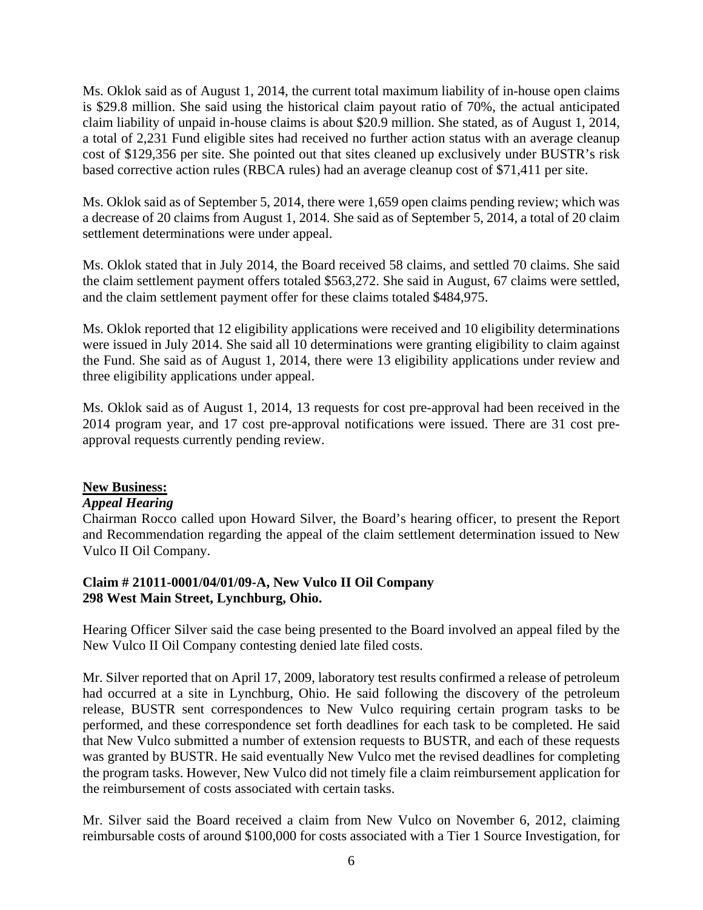Ms. Oklok said as of August 1, 2014, the current total maximum liability of in-house open claims is $29.8 million. She said using the historical claim payout ratio of 70%, the actual anticipated claim liability of unpaid in-house claims is about $20.9 million. She stated, as of August 1, 2014, a total of 2,231 Fund eligible sites had received no further action status with an average cleanup cost of $129,356 per site. She pointed out that sites cleaned up exclusively under BUSTR's risk based corrective action rules (RBCA rules) had an average cleanup cost of $71,411 per site.

Ms. Oklok said as of September 5, 2014, there were 1,659 open claims pending review; which was a decrease of 20 claims from August 1, 2014. She said as of September 5, 2014, a total of 20 claim settlement determinations were under appeal.

Ms. Oklok stated that in July 2014, the Board received 58 claims, and settled 70 claims. She said the claim settlement payment offers totaled $563,272. She said in August, 67 claims were settled, and the claim settlement payment offer for these claims totaled $484,975.

Ms. Oklok reported that 12 eligibility applications were received and 10 eligibility determinations were issued in July 2014. She said all 10 determinations were granting eligibility to claim against the Fund. She said as of August 1, 2014, there were 13 eligibility applications under review and three eligibility applications under appeal.

Ms. Oklok said as of August 1, 2014, 13 requests for cost pre-approval had been received in the 2014 program year, and 17 cost pre-approval notifications were issued. There are 31 cost pre-approval requests currently pending review.

**New Business:**

***Appeal Hearing***

Chairman Rocco called upon Howard Silver, the Board's hearing officer, to present the Report and Recommendation regarding the appeal of the claim settlement determination issued to New Vulco II Oil Company.

**Claim # 21011-0001/04/01/09-A, New Vulco II Oil Company**
**298 West Main Street, Lynchburg, Ohio.**

Hearing Officer Silver said the case being presented to the Board involved an appeal filed by the New Vulco II Oil Company contesting denied late filed costs.

Mr. Silver reported that on April 17, 2009, laboratory test results confirmed a release of petroleum had occurred at a site in Lynchburg, Ohio. He said following the discovery of the petroleum release, BUSTR sent correspondences to New Vulco requiring certain program tasks to be performed, and these correspondence set forth deadlines for each task to be completed. He said that New Vulco submitted a number of extension requests to BUSTR, and each of these requests was granted by BUSTR. He said eventually New Vulco met the revised deadlines for completing the program tasks. However, New Vulco did not timely file a claim reimbursement application for the reimbursement of costs associated with certain tasks.

Mr. Silver said the Board received a claim from New Vulco on November 6, 2012, claiming reimbursable costs of around $100,000 for costs associated with a Tier 1 Source Investigation, for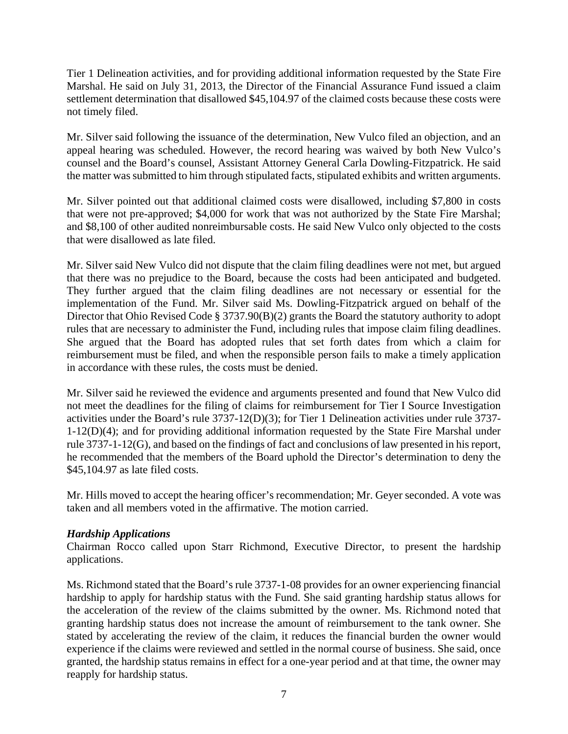Tier 1 Delineation activities, and for providing additional information requested by the State Fire Marshal. He said on July 31, 2013, the Director of the Financial Assurance Fund issued a claim settlement determination that disallowed $45,104.97 of the claimed costs because these costs were not timely filed.

Mr. Silver said following the issuance of the determination, New Vulco filed an objection, and an appeal hearing was scheduled. However, the record hearing was waived by both New Vulco's counsel and the Board's counsel, Assistant Attorney General Carla Dowling-Fitzpatrick. He said the matter was submitted to him through stipulated facts, stipulated exhibits and written arguments.

Mr. Silver pointed out that additional claimed costs were disallowed, including $7,800 in costs that were not pre-approved; $4,000 for work that was not authorized by the State Fire Marshal; and $8,100 of other audited nonreimbursable costs. He said New Vulco only objected to the costs that were disallowed as late filed.

Mr. Silver said New Vulco did not dispute that the claim filing deadlines were not met, but argued that there was no prejudice to the Board, because the costs had been anticipated and budgeted. They further argued that the claim filing deadlines are not necessary or essential for the implementation of the Fund. Mr. Silver said Ms. Dowling-Fitzpatrick argued on behalf of the Director that Ohio Revised Code § 3737.90(B)(2) grants the Board the statutory authority to adopt rules that are necessary to administer the Fund, including rules that impose claim filing deadlines. She argued that the Board has adopted rules that set forth dates from which a claim for reimbursement must be filed, and when the responsible person fails to make a timely application in accordance with these rules, the costs must be denied.

Mr. Silver said he reviewed the evidence and arguments presented and found that New Vulco did not meet the deadlines for the filing of claims for reimbursement for Tier I Source Investigation activities under the Board's rule 3737-12(D)(3); for Tier 1 Delineation activities under rule 3737-1-12(D)(4); and for providing additional information requested by the State Fire Marshal under rule 3737-1-12(G), and based on the findings of fact and conclusions of law presented in his report, he recommended that the members of the Board uphold the Director's determination to deny the $45,104.97 as late filed costs.

Mr. Hills moved to accept the hearing officer's recommendation; Mr. Geyer seconded. A vote was taken and all members voted in the affirmative. The motion carried.

***Hardship Applications***

Chairman Rocco called upon Starr Richmond, Executive Director, to present the hardship applications.

Ms. Richmond stated that the Board's rule 3737-1-08 provides for an owner experiencing financial hardship to apply for hardship status with the Fund. She said granting hardship status allows for the acceleration of the review of the claims submitted by the owner. Ms. Richmond noted that granting hardship status does not increase the amount of reimbursement to the tank owner. She stated by accelerating the review of the claim, it reduces the financial burden the owner would experience if the claims were reviewed and settled in the normal course of business. She said, once granted, the hardship status remains in effect for a one-year period and at that time, the owner may reapply for hardship status.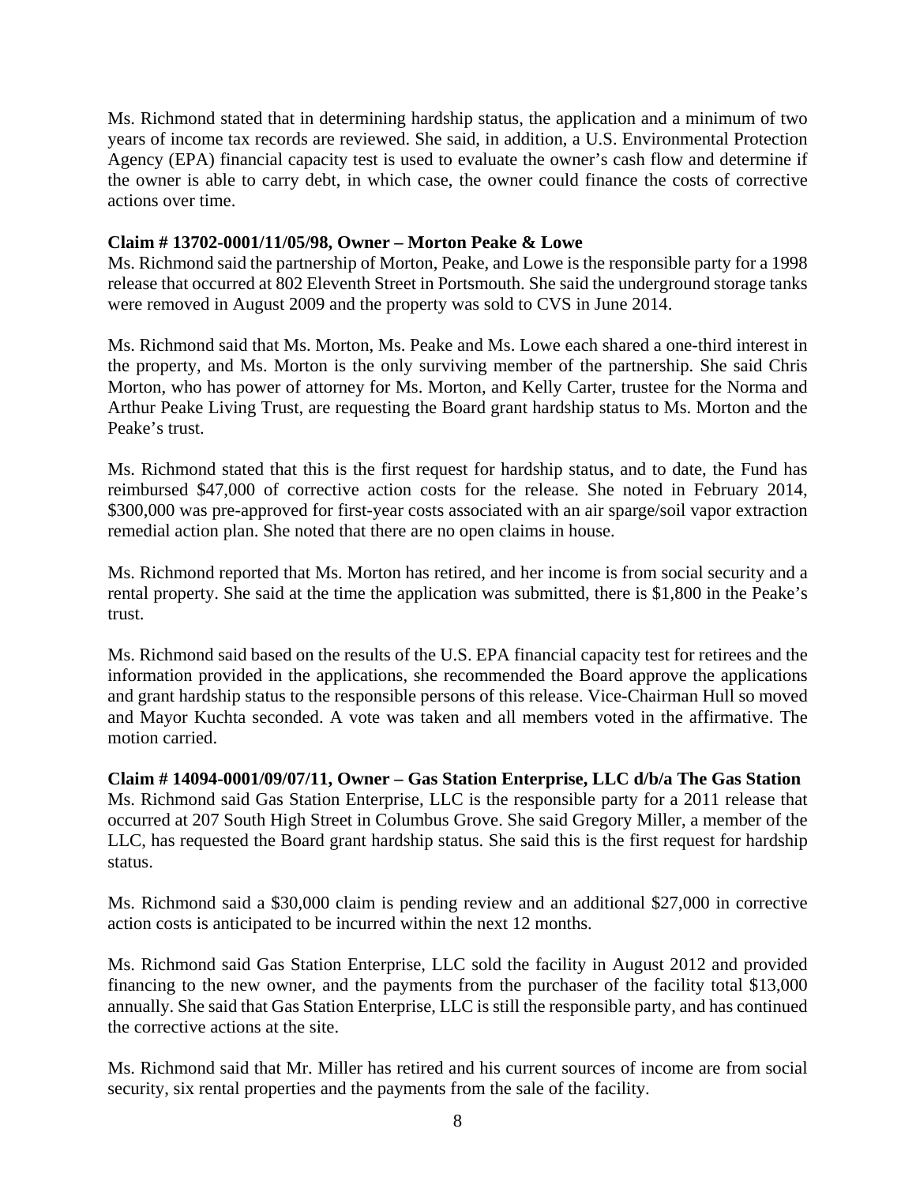Ms. Richmond stated that in determining hardship status, the application and a minimum of two years of income tax records are reviewed. She said, in addition, a U.S. Environmental Protection Agency (EPA) financial capacity test is used to evaluate the owner's cash flow and determine if the owner is able to carry debt, in which case, the owner could finance the costs of corrective actions over time.

**Claim # 13702-0001/11/05/98, Owner – Morton Peake & Lowe**

Ms. Richmond said the partnership of Morton, Peake, and Lowe is the responsible party for a 1998 release that occurred at 802 Eleventh Street in Portsmouth. She said the underground storage tanks were removed in August 2009 and the property was sold to CVS in June 2014.

Ms. Richmond said that Ms. Morton, Ms. Peake and Ms. Lowe each shared a one-third interest in the property, and Ms. Morton is the only surviving member of the partnership. She said Chris Morton, who has power of attorney for Ms. Morton, and Kelly Carter, trustee for the Norma and Arthur Peake Living Trust, are requesting the Board grant hardship status to Ms. Morton and the Peake's trust.

Ms. Richmond stated that this is the first request for hardship status, and to date, the Fund has reimbursed $47,000 of corrective action costs for the release. She noted in February 2014, $300,000 was pre-approved for first-year costs associated with an air sparge/soil vapor extraction remedial action plan. She noted that there are no open claims in house.

Ms. Richmond reported that Ms. Morton has retired, and her income is from social security and a rental property. She said at the time the application was submitted, there is $1,800 in the Peake's trust.

Ms. Richmond said based on the results of the U.S. EPA financial capacity test for retirees and the information provided in the applications, she recommended the Board approve the applications and grant hardship status to the responsible persons of this release. Vice-Chairman Hull so moved and Mayor Kuchta seconded. A vote was taken and all members voted in the affirmative. The motion carried.

**Claim # 14094-0001/09/07/11, Owner – Gas Station Enterprise, LLC d/b/a The Gas Station**

Ms. Richmond said Gas Station Enterprise, LLC is the responsible party for a 2011 release that occurred at 207 South High Street in Columbus Grove. She said Gregory Miller, a member of the LLC, has requested the Board grant hardship status. She said this is the first request for hardship status.

Ms. Richmond said a $30,000 claim is pending review and an additional $27,000 in corrective action costs is anticipated to be incurred within the next 12 months.

Ms. Richmond said Gas Station Enterprise, LLC sold the facility in August 2012 and provided financing to the new owner, and the payments from the purchaser of the facility total $13,000 annually. She said that Gas Station Enterprise, LLC is still the responsible party, and has continued the corrective actions at the site.

Ms. Richmond said that Mr. Miller has retired and his current sources of income are from social security, six rental properties and the payments from the sale of the facility.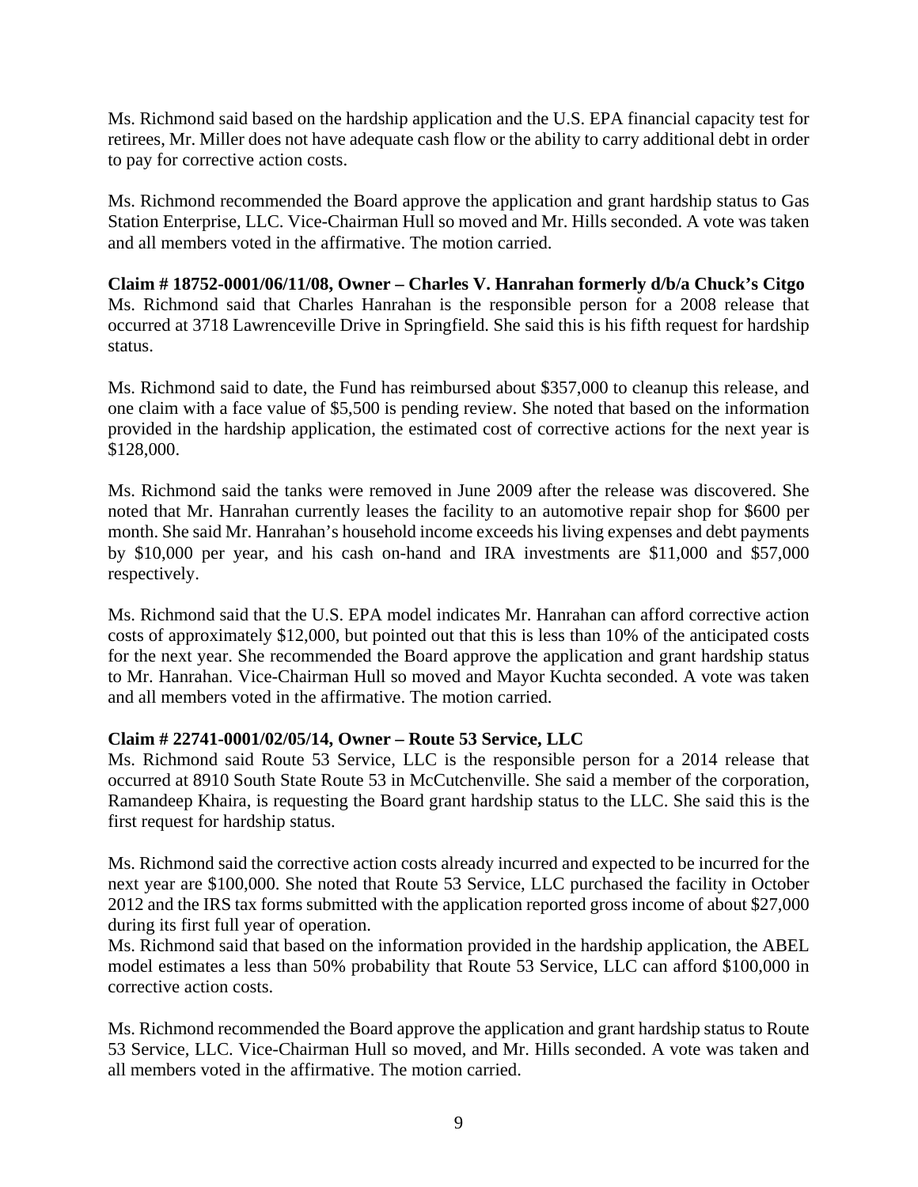Ms. Richmond said based on the hardship application and the U.S. EPA financial capacity test for retirees, Mr. Miller does not have adequate cash flow or the ability to carry additional debt in order to pay for corrective action costs.

Ms. Richmond recommended the Board approve the application and grant hardship status to Gas Station Enterprise, LLC. Vice-Chairman Hull so moved and Mr. Hills seconded. A vote was taken and all members voted in the affirmative. The motion carried.

**Claim # 18752-0001/06/11/08, Owner – Charles V. Hanrahan formerly d/b/a Chuck's Citgo**
Ms. Richmond said that Charles Hanrahan is the responsible person for a 2008 release that occurred at 3718 Lawrenceville Drive in Springfield. She said this is his fifth request for hardship status.

Ms. Richmond said to date, the Fund has reimbursed about $357,000 to cleanup this release, and one claim with a face value of $5,500 is pending review. She noted that based on the information provided in the hardship application, the estimated cost of corrective actions for the next year is $128,000.

Ms. Richmond said the tanks were removed in June 2009 after the release was discovered. She noted that Mr. Hanrahan currently leases the facility to an automotive repair shop for $600 per month. She said Mr. Hanrahan's household income exceeds his living expenses and debt payments by $10,000 per year, and his cash on-hand and IRA investments are $11,000 and $57,000 respectively.

Ms. Richmond said that the U.S. EPA model indicates Mr. Hanrahan can afford corrective action costs of approximately $12,000, but pointed out that this is less than 10% of the anticipated costs for the next year. She recommended the Board approve the application and grant hardship status to Mr. Hanrahan. Vice-Chairman Hull so moved and Mayor Kuchta seconded. A vote was taken and all members voted in the affirmative. The motion carried.

**Claim # 22741-0001/02/05/14, Owner – Route 53 Service, LLC**
Ms. Richmond said Route 53 Service, LLC is the responsible person for a 2014 release that occurred at 8910 South State Route 53 in McCutchenville. She said a member of the corporation, Ramandeep Khaira, is requesting the Board grant hardship status to the LLC. She said this is the first request for hardship status.

Ms. Richmond said the corrective action costs already incurred and expected to be incurred for the next year are $100,000. She noted that Route 53 Service, LLC purchased the facility in October 2012 and the IRS tax forms submitted with the application reported gross income of about $27,000 during its first full year of operation.
Ms. Richmond said that based on the information provided in the hardship application, the ABEL model estimates a less than 50% probability that Route 53 Service, LLC can afford $100,000 in corrective action costs.

Ms. Richmond recommended the Board approve the application and grant hardship status to Route 53 Service, LLC. Vice-Chairman Hull so moved, and Mr. Hills seconded. A vote was taken and all members voted in the affirmative. The motion carried.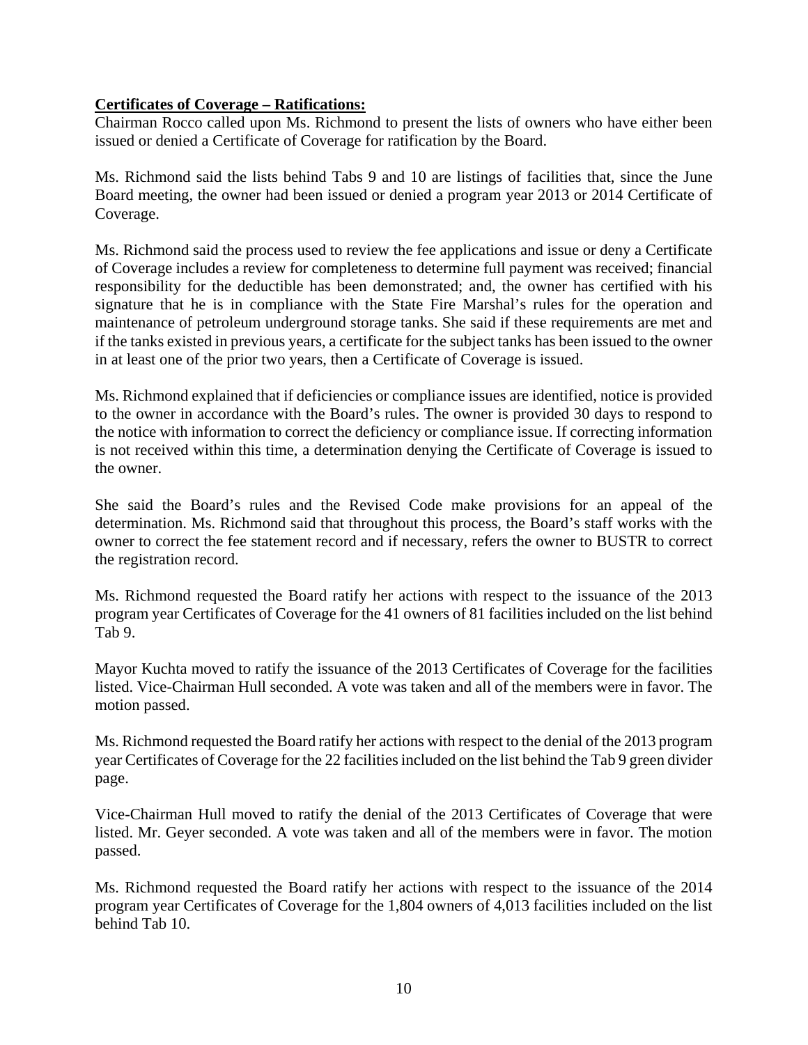**Certificates of Coverage – Ratifications:**

Chairman Rocco called upon Ms. Richmond to present the lists of owners who have either been issued or denied a Certificate of Coverage for ratification by the Board.

Ms. Richmond said the lists behind Tabs 9 and 10 are listings of facilities that, since the June Board meeting, the owner had been issued or denied a program year 2013 or 2014 Certificate of Coverage.

Ms. Richmond said the process used to review the fee applications and issue or deny a Certificate of Coverage includes a review for completeness to determine full payment was received; financial responsibility for the deductible has been demonstrated; and, the owner has certified with his signature that he is in compliance with the State Fire Marshal's rules for the operation and maintenance of petroleum underground storage tanks. She said if these requirements are met and if the tanks existed in previous years, a certificate for the subject tanks has been issued to the owner in at least one of the prior two years, then a Certificate of Coverage is issued.

Ms. Richmond explained that if deficiencies or compliance issues are identified, notice is provided to the owner in accordance with the Board's rules. The owner is provided 30 days to respond to the notice with information to correct the deficiency or compliance issue. If correcting information is not received within this time, a determination denying the Certificate of Coverage is issued to the owner.

She said the Board's rules and the Revised Code make provisions for an appeal of the determination. Ms. Richmond said that throughout this process, the Board's staff works with the owner to correct the fee statement record and if necessary, refers the owner to BUSTR to correct the registration record.

Ms. Richmond requested the Board ratify her actions with respect to the issuance of the 2013 program year Certificates of Coverage for the 41 owners of 81 facilities included on the list behind Tab 9.

Mayor Kuchta moved to ratify the issuance of the 2013 Certificates of Coverage for the facilities listed. Vice-Chairman Hull seconded. A vote was taken and all of the members were in favor. The motion passed.

Ms. Richmond requested the Board ratify her actions with respect to the denial of the 2013 program year Certificates of Coverage for the 22 facilities included on the list behind the Tab 9 green divider page.

Vice-Chairman Hull moved to ratify the denial of the 2013 Certificates of Coverage that were listed. Mr. Geyer seconded. A vote was taken and all of the members were in favor. The motion passed.

Ms. Richmond requested the Board ratify her actions with respect to the issuance of the 2014 program year Certificates of Coverage for the 1,804 owners of 4,013 facilities included on the list behind Tab 10.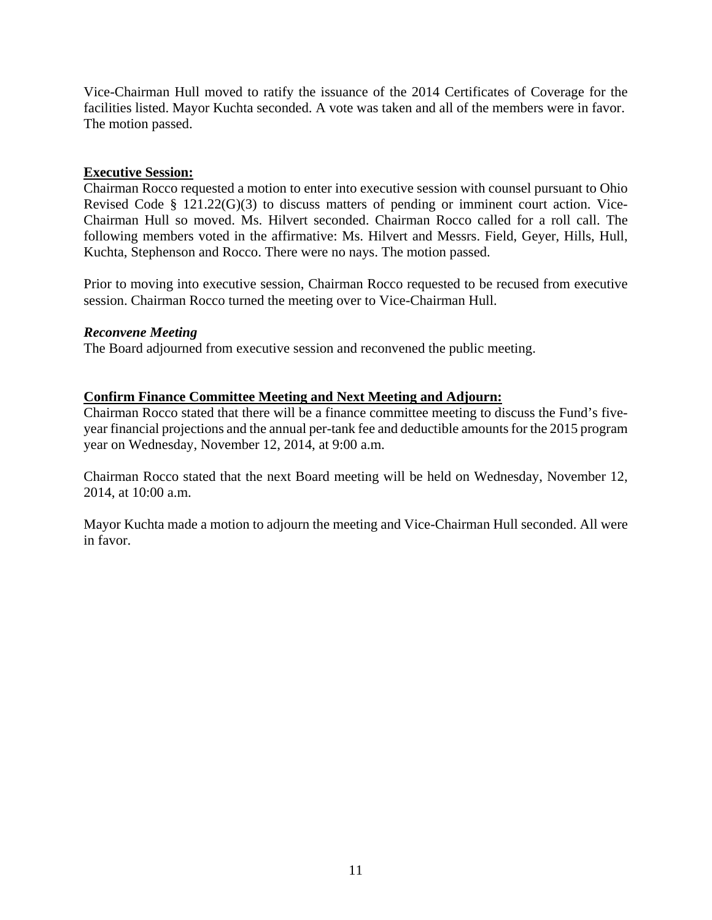Vice-Chairman Hull moved to ratify the issuance of the 2014 Certificates of Coverage for the facilities listed. Mayor Kuchta seconded. A vote was taken and all of the members were in favor. The motion passed.

**Executive Session:**

Chairman Rocco requested a motion to enter into executive session with counsel pursuant to Ohio Revised Code § 121.22(G)(3) to discuss matters of pending or imminent court action. Vice-Chairman Hull so moved. Ms. Hilvert seconded. Chairman Rocco called for a roll call. The following members voted in the affirmative: Ms. Hilvert and Messrs. Field, Geyer, Hills, Hull, Kuchta, Stephenson and Rocco. There were no nays. The motion passed.

Prior to moving into executive session, Chairman Rocco requested to be recused from executive session. Chairman Rocco turned the meeting over to Vice-Chairman Hull.

***Reconvene Meeting***

The Board adjourned from executive session and reconvened the public meeting.

**Confirm Finance Committee Meeting and Next Meeting and Adjourn:**

Chairman Rocco stated that there will be a finance committee meeting to discuss the Fund's five-year financial projections and the annual per-tank fee and deductible amounts for the 2015 program year on Wednesday, November 12, 2014, at 9:00 a.m.

Chairman Rocco stated that the next Board meeting will be held on Wednesday, November 12, 2014, at 10:00 a.m.

Mayor Kuchta made a motion to adjourn the meeting and Vice-Chairman Hull seconded. All were in favor.